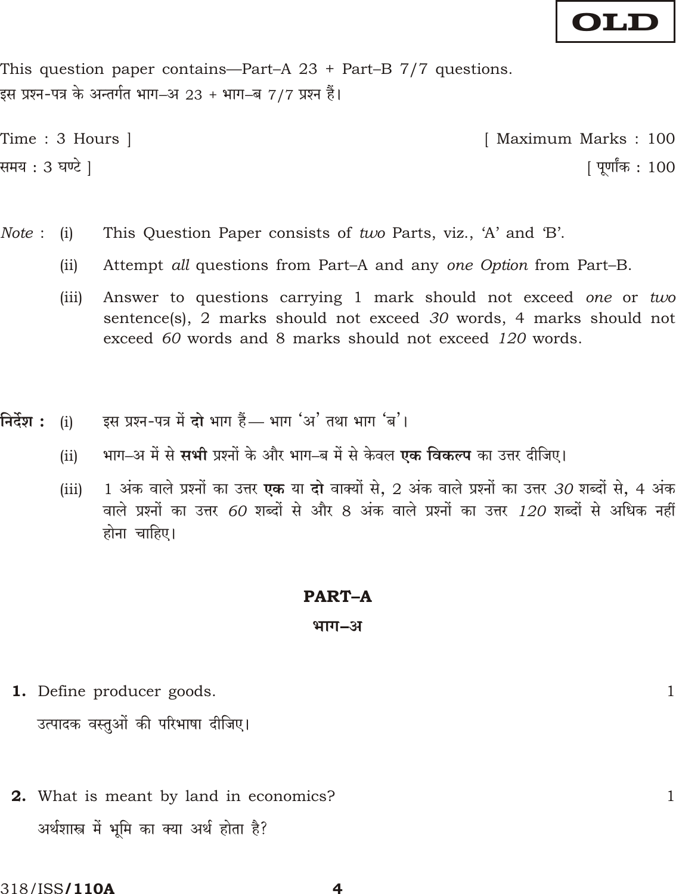**OLD**

This question paper contains—Part–A 23 + Part–B 7/7 questions.

इस प्रश्न-पत्र के अन्तर्गत भाग–अ 23 + भाग–ब 7/7 प्रश्न हैं।

Time : 3 Hours ] [ Maximum Marks : 100

समय : 3 घण्टे ] [ पूर्णांक : 100

*Note* : (i) This Question Paper consists of *two* Parts, viz., 'A' and 'B'.

(ii) Attempt *all* questions from Part–A and any *one Option* from Part–B.

(iii) Answer to questions carrying 1 mark should not exceed *one* or *two* sentence(s), 2 marks should not exceed *30* words, 4 marks should not exceed *60* words and 8 marks should not exceed *120* words.

**निर्देश :** (i) इस प्रश्न-पत्र में **दो** भाग हैं— भाग 'अ' तथा भाग 'ब'।

(ii) भाग–अ में से **सभी** प्रश्नों के और भाग–ब में से केवल **एक विकल्प** का उत्तर दीजिए।

(iii) 1 अंक वाले प्रश्नों का उत्तर **एक** या **दो** वाक्यों से, 2 अंक वाले प्रश्नों का उत्तर *30* शब्दों से, 4 अंक वाले प्रश्नों का उत्तर *60* शब्दों से और 8 अंक वाले प्रश्नों का उत्तर *120* शब्दों से अधिक नहीं होना चाहिए।

## PART–A

## भाग–अ

**1.** Define producer goods. 1

उत्पादक वस्तुओं की परिभाषा दीजिए।

**2.** What is meant by land in economics? 1

अर्थशास्त्र में भूमि का क्या अर्थ होता है?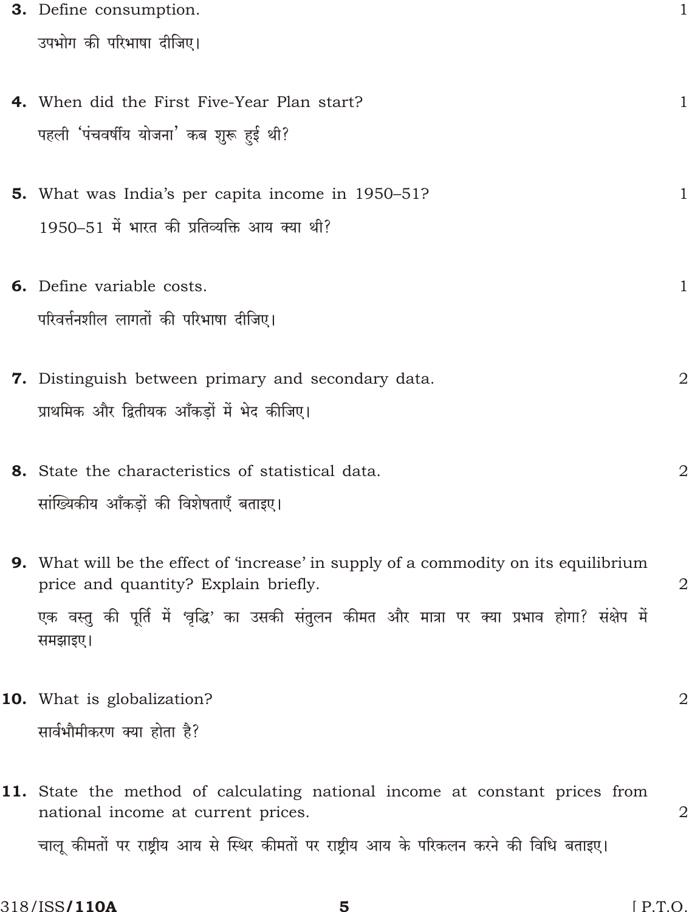**3.** Define consumption. 1

उपभोग की परिभाषा दीजिए।

**4.** When did the First Five-Year Plan start? 1

पहली 'पंचवर्षीय योजना' कब शुरू हुई थी?

**5.** What was India's per capita income in 1950–51? 1

1950–51 में भारत की प्रतिव्यक्ति आय क्या थी?

**6.** Define variable costs. 1

परिवर्त्तनशील लागतों की परिभाषा दीजिए।

**7.** Distinguish between primary and secondary data. 2

प्राथमिक और द्वितीयक आँकड़ों में भेद कीजिए।

**8.** State the characteristics of statistical data. 2

सांख्यिकीय आँकड़ों की विशेषताएँ बताइए।

**9.** What will be the effect of 'increase' in supply of a commodity on its equilibrium price and quantity? Explain briefly. 2

एक वस्तु की पूर्ति में 'वृद्धि' का उसकी संतुलन कीमत और मात्रा पर क्या प्रभाव होगा? संक्षेप में समझाइए।

**10.** What is globalization? 2

सार्वभौमीकरण क्या होता है?

**11.** State the method of calculating national income at constant prices from national income at current prices. 2

चालू कीमतों पर राष्ट्रीय आय से स्थिर कीमतों पर राष्ट्रीय आय के परिकलन करने की विधि बताइए।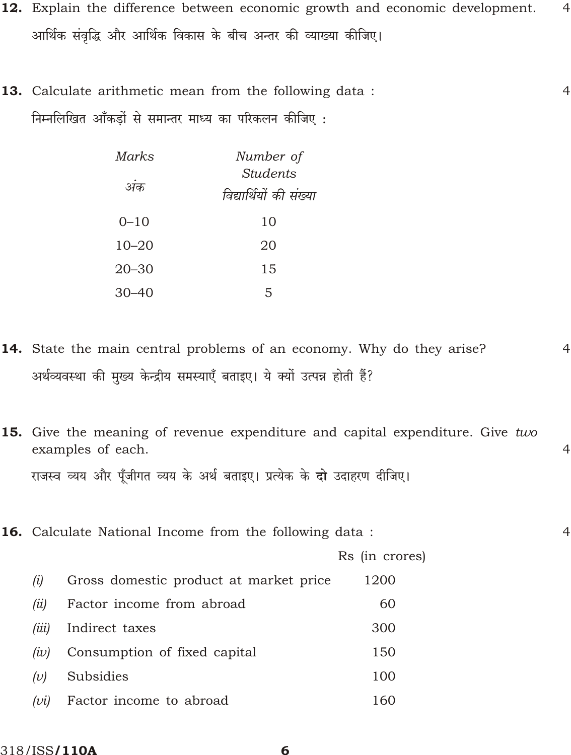**12.** Explain the difference between economic growth and economic development. 4

आर्थिक संवृद्धि और आर्थिक विकास के बीच अन्तर की व्याख्या कीजिए।

**13.** Calculate arithmetic mean from the following data : 4

निम्नलिखित आँकड़ों से समान्तर माध्य का परिकलन कीजिए :

| *Marks* <br> *अंक* | *Number of Students* <br> *विद्यार्थियों की संख्या* |
|---|---|
| 0–10 | 10 |
| 10–20 | 20 |
| 20–30 | 15 |
| 30–40 | 5 |

**14.** State the main central problems of an economy. Why do they arise? 4

अर्थव्यवस्था की मुख्य केन्द्रीय समस्याएँ बताइए। ये क्यों उत्पन्न होती हैं?

**15.** Give the meaning of revenue expenditure and capital expenditure. Give *two* examples of each. 4

राजस्व व्यय और पूँजीगत व्यय के अर्थ बताइए। प्रत्येक के **दो** उदाहरण दीजिए।

**16.** Calculate National Income from the following data : 4

| | | Rs (in crores) |
|---|---|---|
| *(i)* | Gross domestic product at market price | 1200 |
| *(ii)* | Factor income from abroad | 60 |
| *(iii)* | Indirect taxes | 300 |
| *(iv)* | Consumption of fixed capital | 150 |
| *(v)* | Subsidies | 100 |
| *(vi)* | Factor income to abroad | 160 |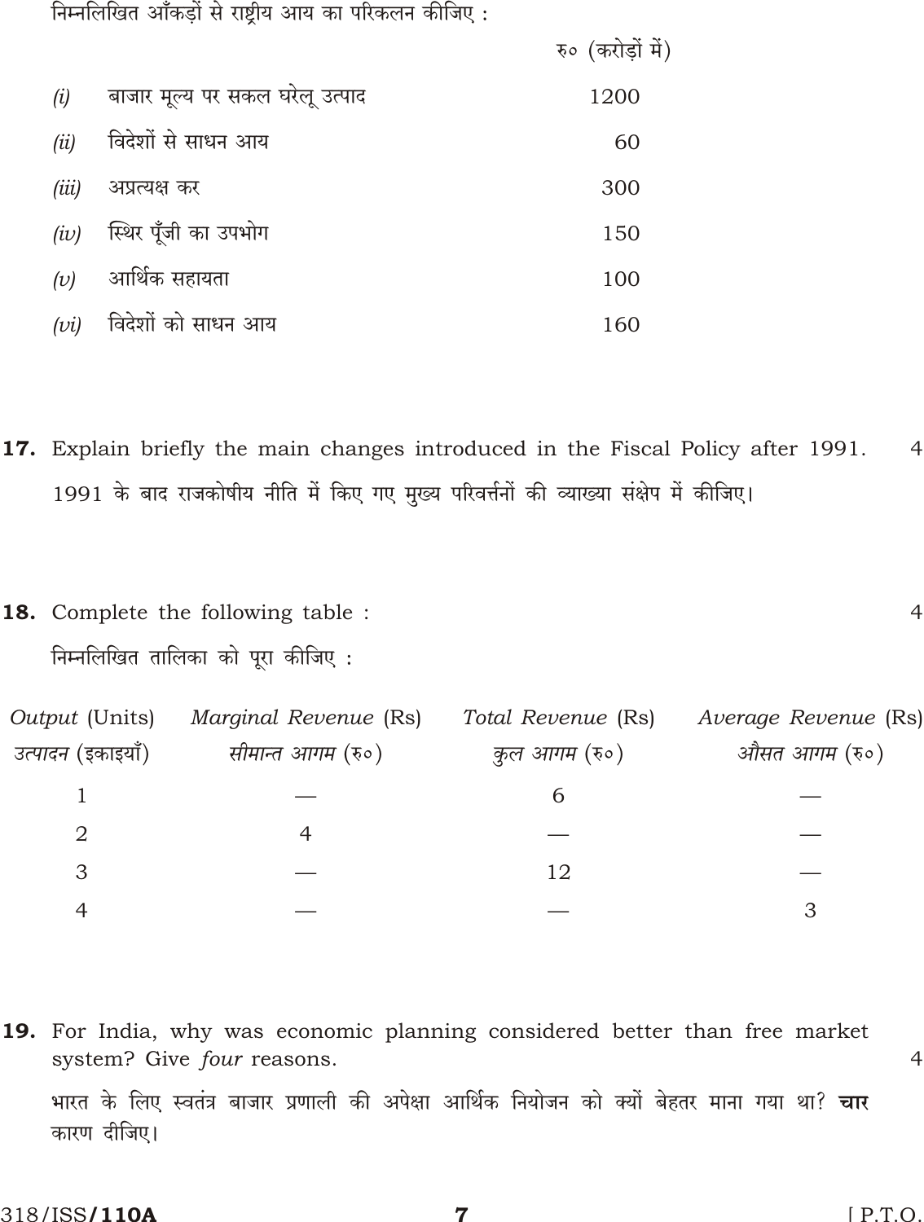निम्नलिखित आँकड़ों से राष्ट्रीय आय का परिकलन कीजिए :

| | | रु० (करोड़ों में) |
|---|---|---|
| *(i)* | बाजार मूल्य पर सकल घरेलू उत्पाद | 1200 |
| *(ii)* | विदेशों से साधन आय | 60 |
| *(iii)* | अप्रत्यक्ष कर | 300 |
| *(iv)* | स्थिर पूँजी का उपभोग | 150 |
| *(v)* | आर्थिक सहायता | 100 |
| *(vi)* | विदेशों को साधन आय | 160 |

**17.** Explain briefly the main changes introduced in the Fiscal Policy after 1991. 4

1991 के बाद राजकोषीय नीति में किए गए मुख्य परिवर्त्तनों की व्याख्या संक्षेप में कीजिए।

**18.** Complete the following table : 4

निम्नलिखित तालिका को पूरा कीजिए :

| *Output* (Units) उत्पादन (इकाइयाँ) | *Marginal Revenue* (Rs) *सीमान्त आगम* (रु०) | *Total Revenue* (Rs) *कुल आगम* (रु०) | *Average Revenue* (Rs) *औसत आगम* (रु०) |
|---|---|---|---|
| 1 | — | 6 | — |
| 2 | 4 | — | — |
| 3 | — | 12 | — |
| 4 | — | — | 3 |

**19.** For India, why was economic planning considered better than free market system? Give *four* reasons. 4

भारत के लिए स्वतंत्र बाजार प्रणाली की अपेक्षा आर्थिक नियोजन को क्यों बेहतर माना गया था? **चार** कारण दीजिए।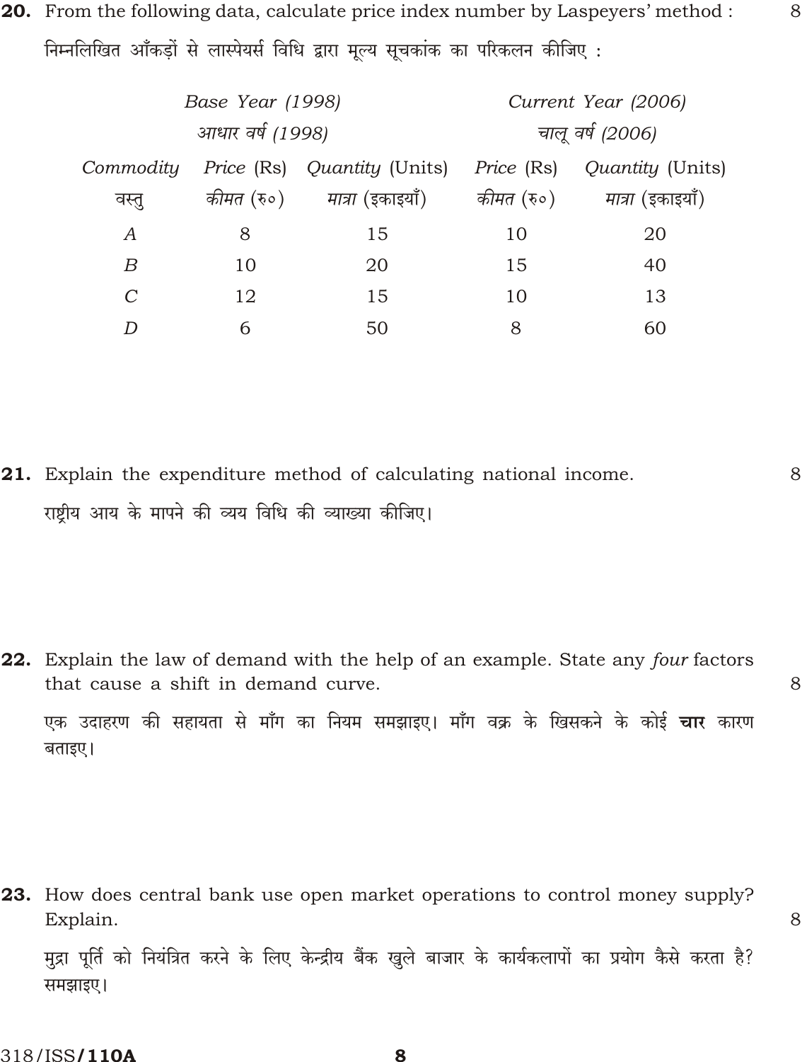**20.** From the following data, calculate price index number by Laspeyers' method : 8

निम्नलिखित आँकड़ों से लास्पेयर्स विधि द्वारा मूल्य सूचकांक का परिकलन कीजिए :

| | *Base Year (1998)* आधार वर्ष (1998) | | *Current Year (2006)* चालू वर्ष (2006) | |
|---|---|---|---|---|
| *Commodity* वस्तु | *Price* (Rs) कीमत (रु०) | *Quantity* (Units) मात्रा (इकाइयाँ) | *Price* (Rs) कीमत (रु०) | *Quantity* (Units) मात्रा (इकाइयाँ) |
| *A* | 8 | 15 | 10 | 20 |
| *B* | 10 | 20 | 15 | 40 |
| *C* | 12 | 15 | 10 | 13 |
| *D* | 6 | 50 | 8 | 60 |

**21.** Explain the expenditure method of calculating national income. 8

राष्ट्रीय आय के मापने की व्यय विधि की व्याख्या कीजिए।

**22.** Explain the law of demand with the help of an example. State any *four* factors that cause a shift in demand curve. 8

एक उदाहरण की सहायता से माँग का नियम समझाइए। माँग वक्र के खिसकने के कोई **चार** कारण बताइए।

**23.** How does central bank use open market operations to control money supply? Explain. 8

मुद्रा पूर्ति को नियंत्रित करने के लिए केन्द्रीय बैंक खुले बाजार के कार्यकलापों का प्रयोग कैसे करता है? समझाइए।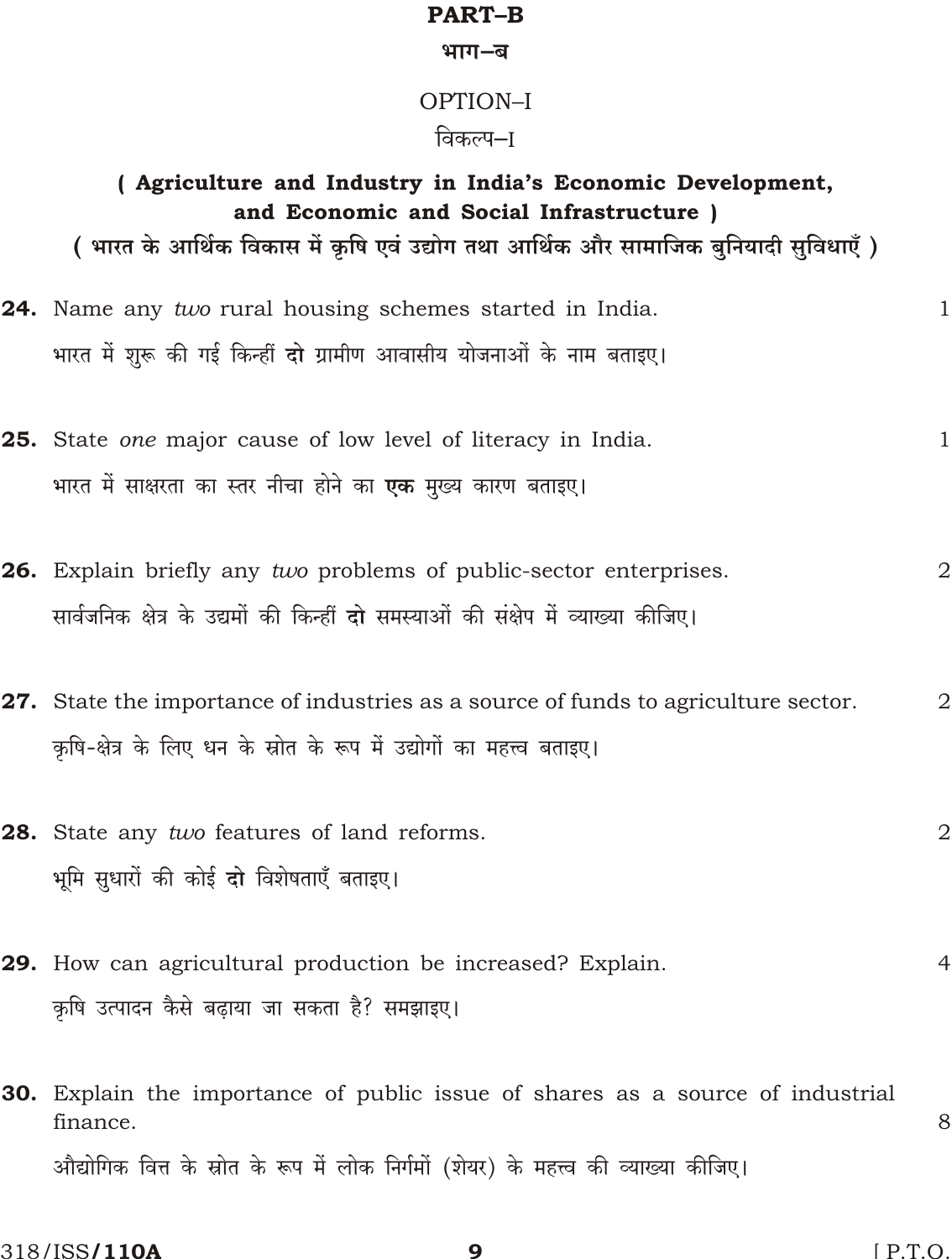## PART–B

## भाग–ब

### OPTION–I

### विकल्प–I

**( Agriculture and Industry in India's Economic Development, and Economic and Social Infrastructure )**

**( भारत के आर्थिक विकास में कृषि एवं उद्योग तथा आर्थिक और सामाजिक बुनियादी सुविधाएँ )**

**24.** Name any *two* rural housing schemes started in India. 1

भारत में शुरू की गई किन्हीं **दो** ग्रामीण आवासीय योजनाओं के नाम बताइए।

**25.** State *one* major cause of low level of literacy in India. 1

भारत में साक्षरता का स्तर नीचा होने का **एक** मुख्य कारण बताइए।

**26.** Explain briefly any *two* problems of public-sector enterprises. 2

सार्वजनिक क्षेत्र के उद्यमों की किन्हीं **दो** समस्याओं की संक्षेप में व्याख्या कीजिए।

**27.** State the importance of industries as a source of funds to agriculture sector. 2

कृषि-क्षेत्र के लिए धन के स्रोत के रूप में उद्योगों का महत्त्व बताइए।

**28.** State any *two* features of land reforms. 2

भूमि सुधारों की कोई **दो** विशेषताएँ बताइए।

**29.** How can agricultural production be increased? Explain. 4

कृषि उत्पादन कैसे बढ़ाया जा सकता है? समझाइए।

**30.** Explain the importance of public issue of shares as a source of industrial finance. 8

औद्योगिक वित्त के स्रोत के रूप में लोक निर्गमों (शेयर) के महत्त्व की व्याख्या कीजिए।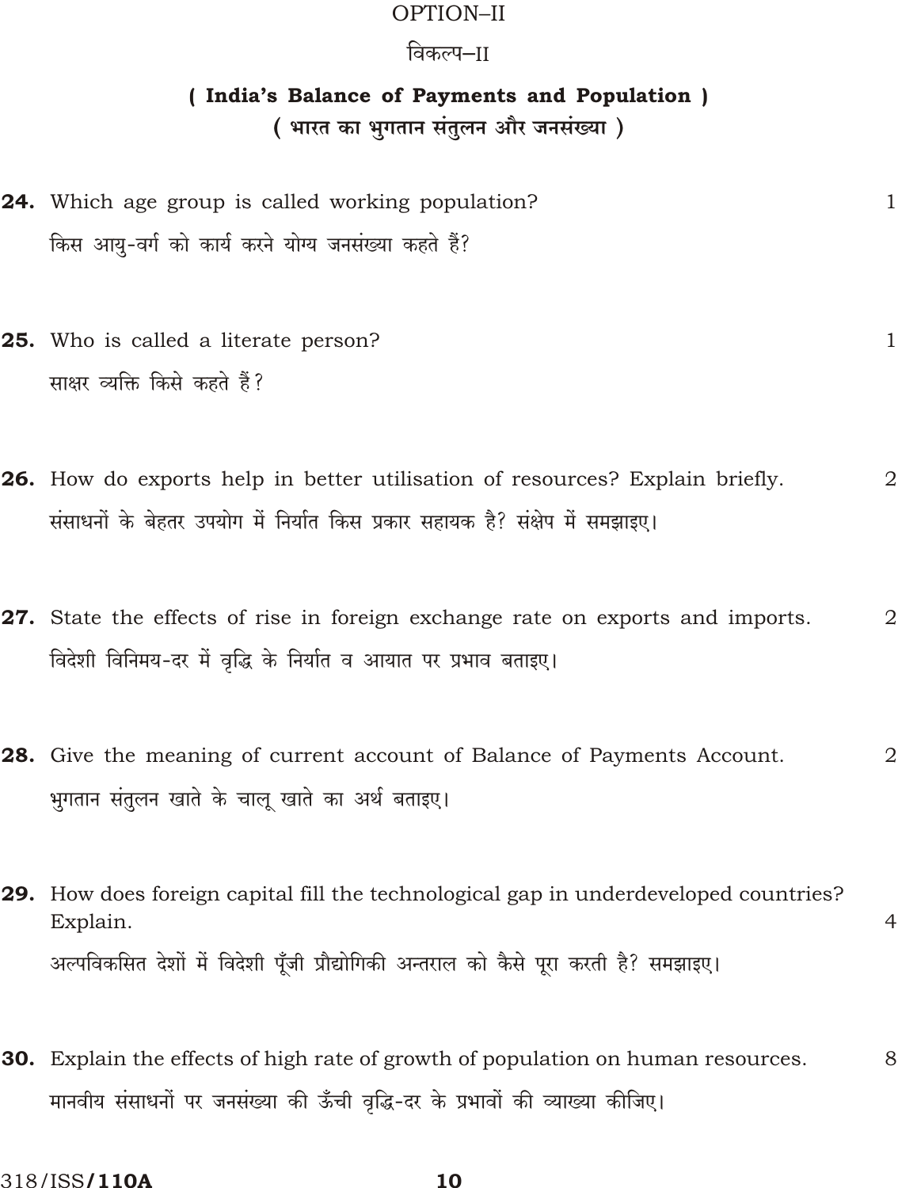OPTION–II

विकल्प–II

## ( India's Balance of Payments and Population )

## ( भारत का भुगतान संतुलन और जनसंख्या )

**24.** Which age group is called working population? 1

किस आयु-वर्ग को कार्य करने योग्य जनसंख्या कहते हैं?

**25.** Who is called a literate person? 1

साक्षर व्यक्ति किसे कहते हैं?

**26.** How do exports help in better utilisation of resources? Explain briefly. 2

संसाधनों के बेहतर उपयोग में निर्यात किस प्रकार सहायक है? संक्षेप में समझाइए।

**27.** State the effects of rise in foreign exchange rate on exports and imports. 2

विदेशी विनिमय-दर में वृद्धि के निर्यात व आयात पर प्रभाव बताइए।

**28.** Give the meaning of current account of Balance of Payments Account. 2

भुगतान संतुलन खाते के चालू खाते का अर्थ बताइए।

**29.** How does foreign capital fill the technological gap in underdeveloped countries? Explain. 4

अल्पविकसित देशों में विदेशी पूँजी प्रौद्योगिकी अन्तराल को कैसे पूरा करती है? समझाइए।

**30.** Explain the effects of high rate of growth of population on human resources. 8

मानवीय संसाधनों पर जनसंख्या की ऊँची वृद्धि-दर के प्रभावों की व्याख्या कीजिए।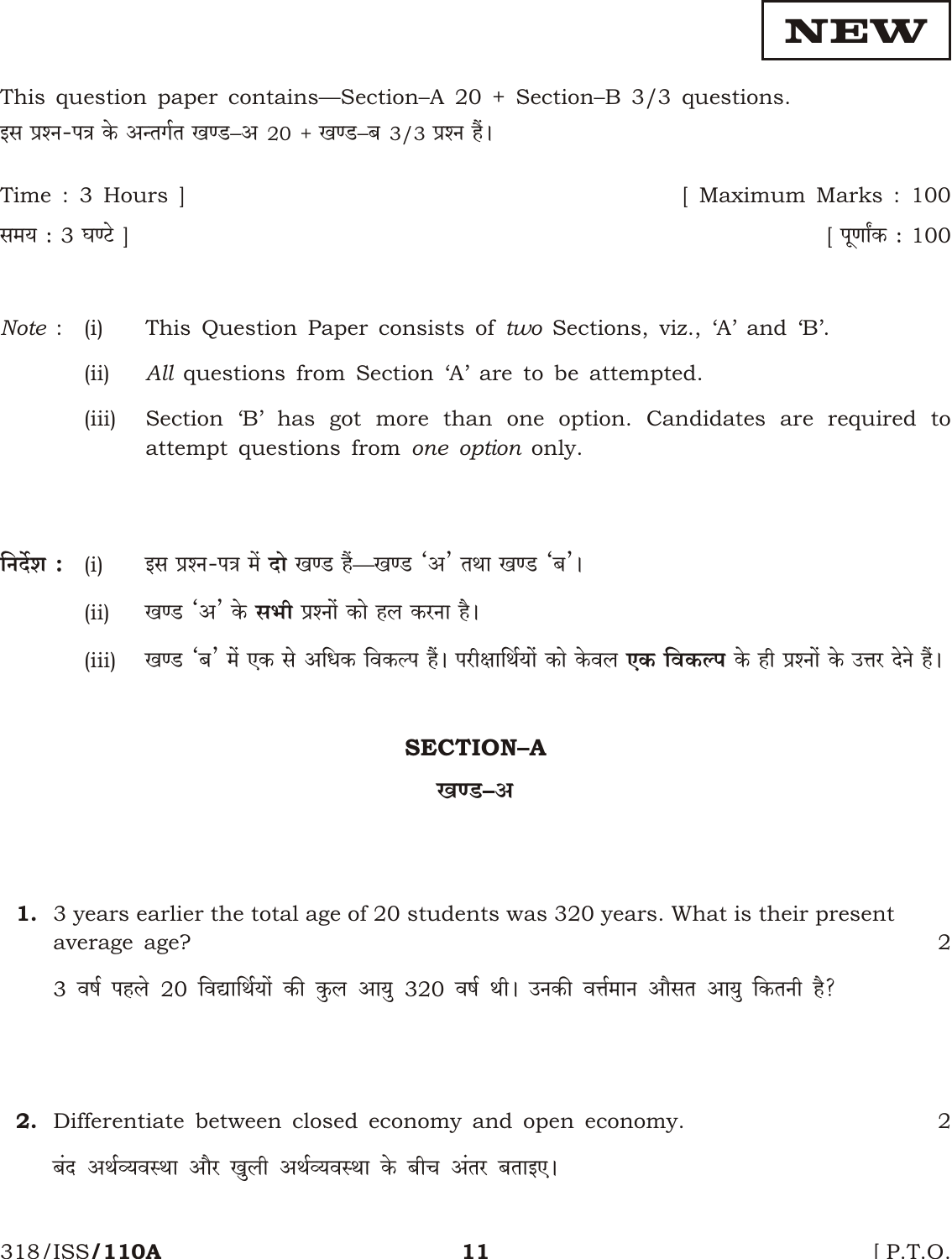**NEW**

This question paper contains—Section–A 20 + Section–B 3/3 questions.

इस प्रश्न-पत्र के अन्तर्गत खण्ड–अ 20 + खण्ड–ब 3/3 प्रश्न हैं।

Time : 3 Hours ] [ Maximum Marks : 100

समय : 3 घण्टे ] [ पूर्णांक : 100

*Note :* (i) This Question Paper consists of *two* Sections, viz., 'A' and 'B'.

(ii) *All* questions from Section 'A' are to be attempted.

(iii) Section 'B' has got more than one option. Candidates are required to attempt questions from *one option* only.

**निर्देश :** (i) इस प्रश्न-पत्र में **दो** खण्ड हैं—खण्ड 'अ' तथा खण्ड 'ब'।

(ii) खण्ड 'अ' के **सभी** प्रश्नों को हल करना है।

(iii) खण्ड 'ब' में एक से अधिक विकल्प हैं। परीक्षार्थियों को केवल **एक विकल्प** के ही प्रश्नों के उत्तर देने हैं।

## SECTION–A

## खण्ड–अ

**1.** 3 years earlier the total age of 20 students was 320 years. What is their present average age? 2

3 वर्ष पहले 20 विद्यार्थियों की कुल आयु 320 वर्ष थी। उनकी वर्तमान औसत आयु कितनी है?

**2.** Differentiate between closed economy and open economy. 2

बंद अर्थव्यवस्था और खुली अर्थव्यवस्था के बीच अंतर बताइए।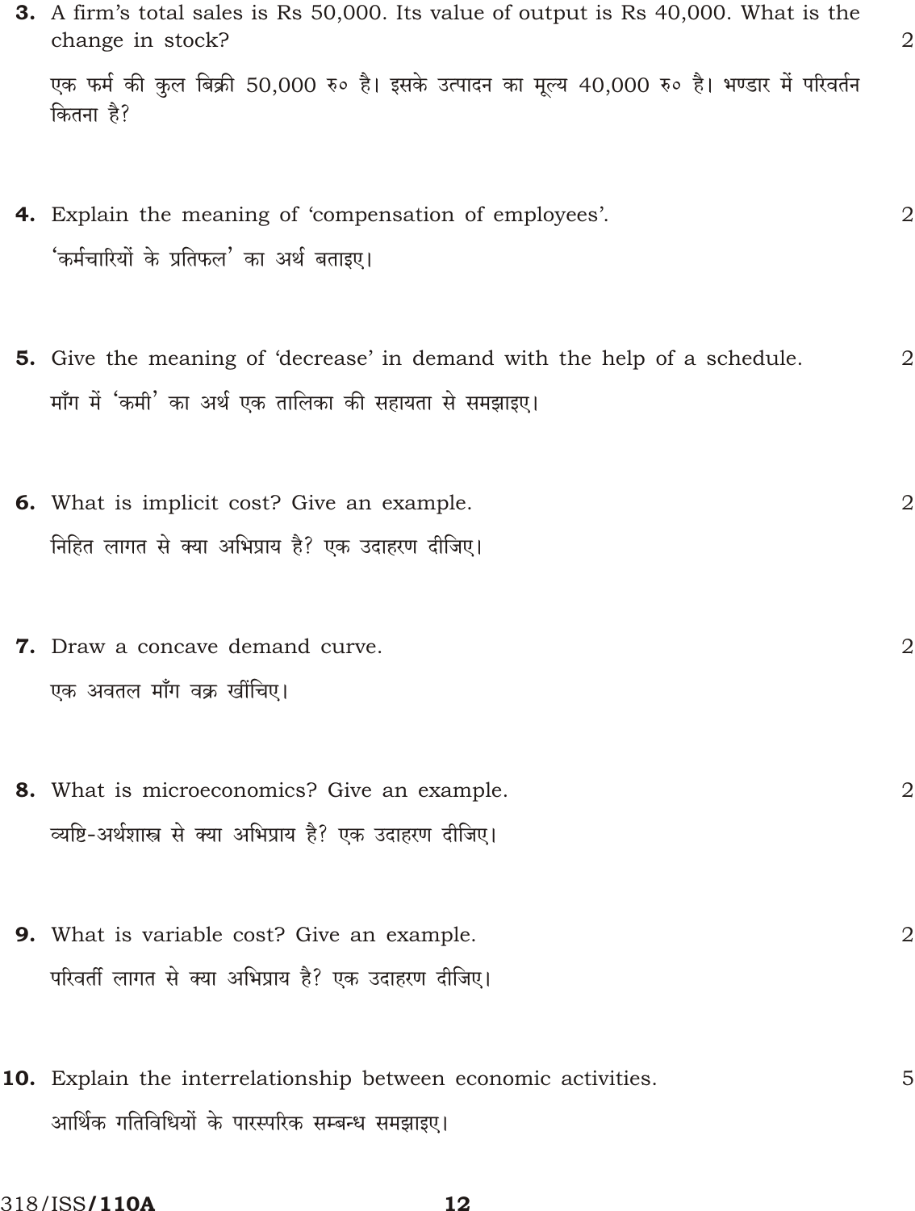**3.** A firm's total sales is Rs 50,000. Its value of output is Rs 40,000. What is the change in stock? 2

एक फर्म की कुल बिक्री 50,000 रु० है। इसके उत्पादन का मूल्य 40,000 रु० है। भण्डार में परिवर्तन कितना है?

**4.** Explain the meaning of 'compensation of employees'. 2

'कर्मचारियों के प्रतिफल' का अर्थ बताइए।

**5.** Give the meaning of 'decrease' in demand with the help of a schedule. 2

माँग में 'कमी' का अर्थ एक तालिका की सहायता से समझाइए।

**6.** What is implicit cost? Give an example. 2

निहित लागत से क्या अभिप्राय है? एक उदाहरण दीजिए।

**7.** Draw a concave demand curve. 2

एक अवतल माँग वक्र खींचिए।

**8.** What is microeconomics? Give an example. 2

व्यष्टि-अर्थशास्त्र से क्या अभिप्राय है? एक उदाहरण दीजिए।

**9.** What is variable cost? Give an example. 2

परिवर्ती लागत से क्या अभिप्राय है? एक उदाहरण दीजिए।

**10.** Explain the interrelationship between economic activities. 5

आर्थिक गतिविधियों के पारस्परिक सम्बन्ध समझाइए।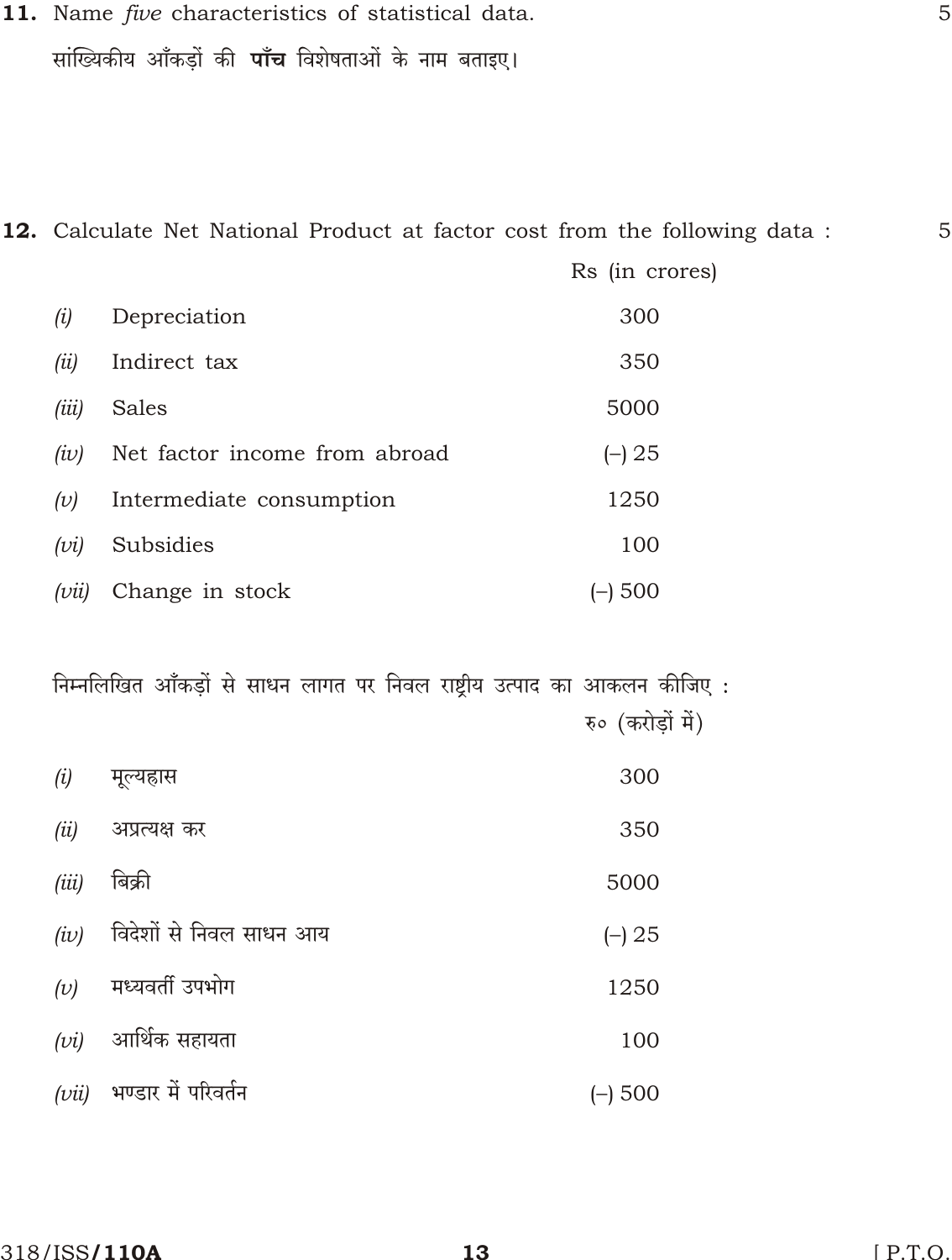**11.** Name *five* characteristics of statistical data. 5

सांख्यिकीय आँकड़ों की **पाँच** विशेषताओं के नाम बताइए।

**12.** Calculate Net National Product at factor cost from the following data : 5

| | | Rs (in crores) |
|---|---|---|
| *(i)* | Depreciation | 300 |
| *(ii)* | Indirect tax | 350 |
| *(iii)* | Sales | 5000 |
| *(iv)* | Net factor income from abroad | (–) 25 |
| *(v)* | Intermediate consumption | 1250 |
| *(vi)* | Subsidies | 100 |
| *(vii)* | Change in stock | (–) 500 |

निम्नलिखित आँकड़ों से साधन लागत पर निवल राष्ट्रीय उत्पाद का आकलन कीजिए :

| | | रु० (करोड़ों में) |
|---|---|---|
| *(i)* | मूल्यह्रास | 300 |
| *(ii)* | अप्रत्यक्ष कर | 350 |
| *(iii)* | बिक्री | 5000 |
| *(iv)* | विदेशों से निवल साधन आय | (–) 25 |
| *(v)* | मध्यवर्ती उपभोग | 1250 |
| *(vi)* | आर्थिक सहायता | 100 |
| *(vii)* | भण्डार में परिवर्तन | (–) 500 |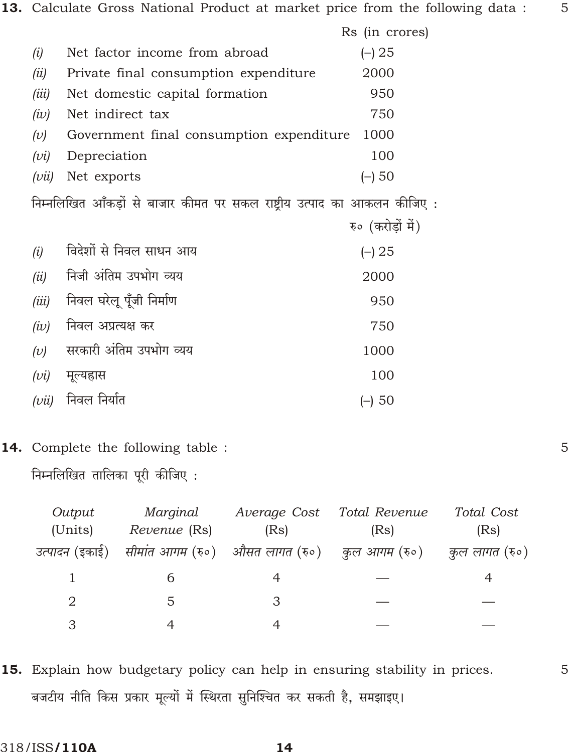**13.** Calculate Gross National Product at market price from the following data : 5

| | | Rs (in crores) |
|---|---|---|
| *(i)* | Net factor income from abroad | (–) 25 |
| *(ii)* | Private final consumption expenditure | 2000 |
| *(iii)* | Net domestic capital formation | 950 |
| *(iv)* | Net indirect tax | 750 |
| *(v)* | Government final consumption expenditure | 1000 |
| *(vi)* | Depreciation | 100 |
| *(vii)* | Net exports | (–) 50 |

निम्नलिखित आँकड़ों से बाजार कीमत पर सकल राष्ट्रीय उत्पाद का आकलन कीजिए :

| | | रु० (करोड़ों में) |
|---|---|---|
| *(i)* | विदेशों से निवल साधन आय | (–) 25 |
| *(ii)* | निजी अंतिम उपभोग व्यय | 2000 |
| *(iii)* | निवल घरेलू पूँजी निर्माण | 950 |
| *(iv)* | निवल अप्रत्यक्ष कर | 750 |
| *(v)* | सरकारी अंतिम उपभोग व्यय | 1000 |
| *(vi)* | मूल्यह्रास | 100 |
| *(vii)* | निवल निर्यात | (–) 50 |

**14.** Complete the following table : 5

निम्नलिखित तालिका पूरी कीजिए :

| *Output* (Units) उत्पादन (इकाई) | *Marginal Revenue* (Rs) *सीमांत आगम* (रु०) | *Average Cost* (Rs) *औसत लागत* (रु०) | *Total Revenue* (Rs) *कुल आगम* (रु०) | *Total Cost* (Rs) *कुल लागत* (रु०) |
|---|---|---|---|---|
| 1 | 6 | 4 | — | 4 |
| 2 | 5 | 3 | — | — |
| 3 | 4 | 4 | — | — |

**15.** Explain how budgetary policy can help in ensuring stability in prices. 5

बजटीय नीति किस प्रकार मूल्यों में स्थिरता सुनिश्चित कर सकती है, समझाइए।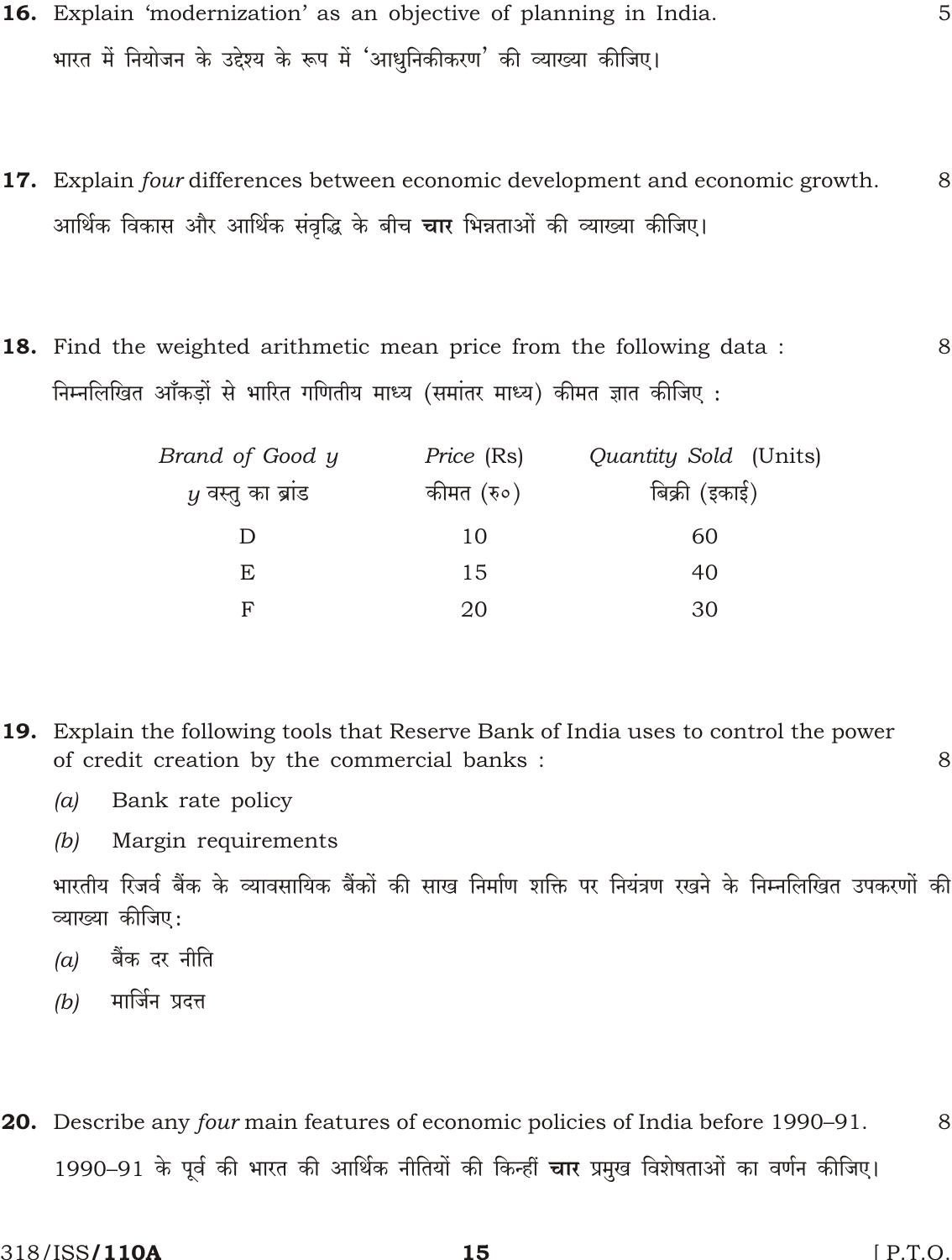**16.** Explain 'modernization' as an objective of planning in India. 5

भारत में नियोजन के उद्देश्य के रूप में 'आधुनिकीकरण' की व्याख्या कीजिए।

**17.** Explain *four* differences between economic development and economic growth. 8

आर्थिक विकास और आर्थिक संवृद्धि के बीच **चार** भिन्नताओं की व्याख्या कीजिए।

**18.** Find the weighted arithmetic mean price from the following data : 8

निम्नलिखित आँकड़ों से भारित गणितीय माध्य (समांतर माध्य) कीमत ज्ञात कीजिए :

| *Brand of Good y* <br> *y* वस्तु का ब्रांड | *Price* (Rs) <br> कीमत (रु०) | *Quantity Sold* (Units) <br> बिक्री (इकाई) |
|---|---|---|
| D | 10 | 60 |
| E | 15 | 40 |
| F | 20 | 30 |

**19.** Explain the following tools that Reserve Bank of India uses to control the power of credit creation by the commercial banks : 8

*(a)* Bank rate policy

*(b)* Margin requirements

भारतीय रिजर्व बैंक के व्यावसायिक बैंकों की साख निर्माण शक्ति पर नियंत्रण रखने के निम्नलिखित उपकरणों की व्याख्या कीजिए:

*(a)* बैंक दर नीति

*(b)* मार्जिन प्रदत्त

**20.** Describe any *four* main features of economic policies of India before 1990–91. 8

1990–91 के पूर्व की भारत की आर्थिक नीतियों की किन्हीं **चार** प्रमुख विशेषताओं का वर्णन कीजिए।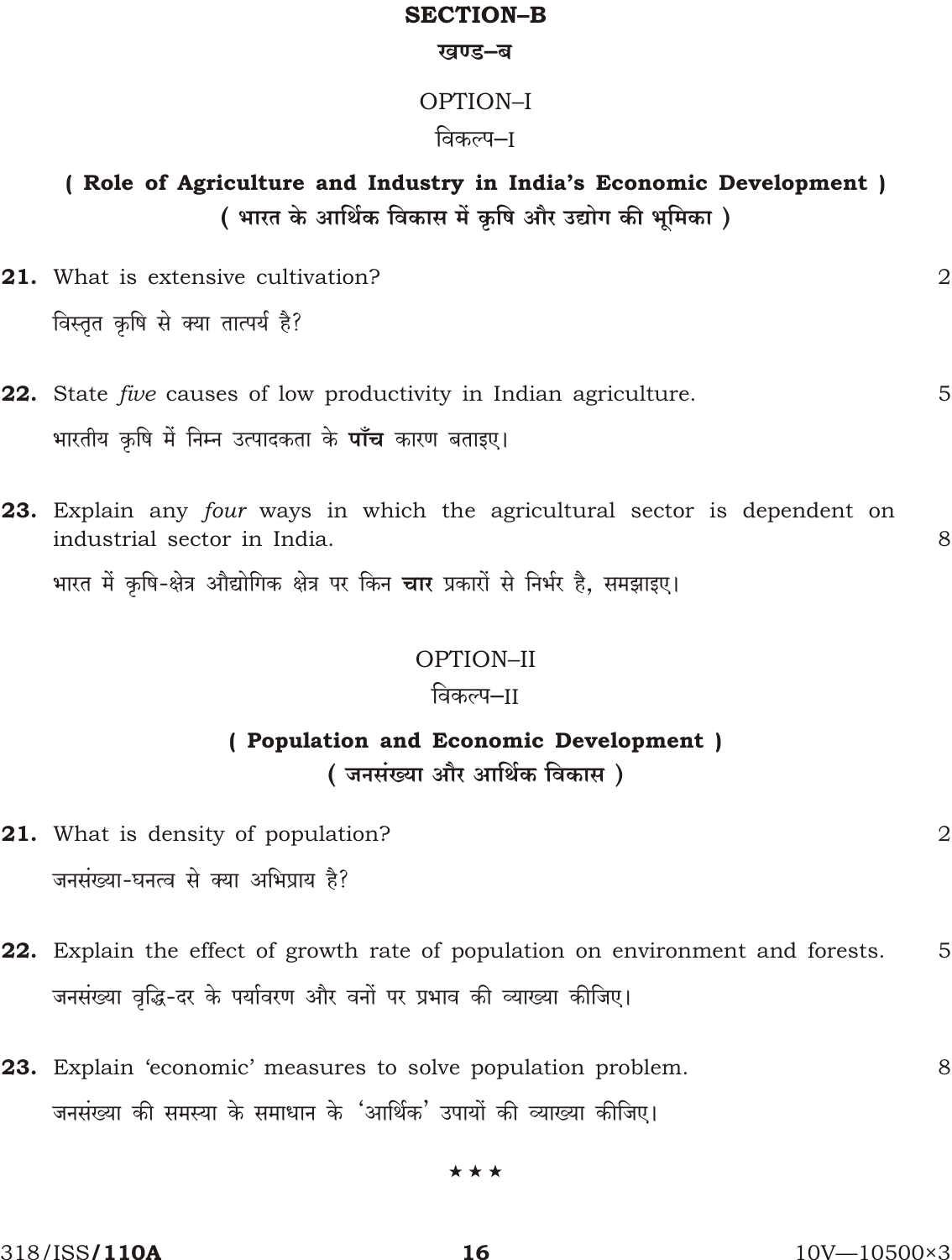## SECTION–B

### खण्ड–ब

### OPTION–I

### विकल्प–I

### ( Role of Agriculture and Industry in India's Economic Development )

### ( भारत के आर्थिक विकास में कृषि और उद्योग की भूमिका )

**21.** What is extensive cultivation? 2

विस्तृत कृषि से क्या तात्पर्य है?

**22.** State *five* causes of low productivity in Indian agriculture. 5

भारतीय कृषि में निम्न उत्पादकता के **पाँच** कारण बताइए।

**23.** Explain any *four* ways in which the agricultural sector is dependent on industrial sector in India. 8

भारत में कृषि-क्षेत्र औद्योगिक क्षेत्र पर किन **चार** प्रकारों से निर्भर है, समझाइए।

### OPTION–II

### विकल्प–II

### ( Population and Economic Development )

### ( जनसंख्या और आर्थिक विकास )

**21.** What is density of population? 2

जनसंख्या-घनत्व से क्या अभिप्राय है?

**22.** Explain the effect of growth rate of population on environment and forests. 5

जनसंख्या वृद्धि-दर के पर्यावरण और वनों पर प्रभाव की व्याख्या कीजिए।

**23.** Explain 'economic' measures to solve population problem. 8

जनसंख्या की समस्या के समाधान के 'आर्थिक' उपायों की व्याख्या कीजिए।

★ ★ ★